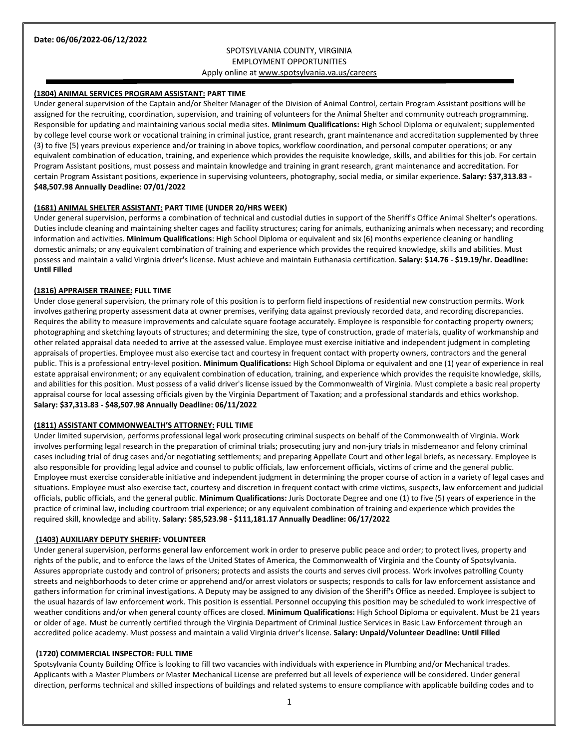**Date: 06/06/2022-06/12/2022**

SPOTSYLVANIA COUNTY, VIRGINIA
EMPLOYMENT OPPORTUNITIES
Apply online at www.spotsylvania.va.us/careers

**(1804) ANIMAL SERVICES PROGRAM ASSISTANT: PART TIME**

Under general supervision of the Captain and/or Shelter Manager of the Division of Animal Control, certain Program Assistant positions will be assigned for the recruiting, coordination, supervision, and training of volunteers for the Animal Shelter and community outreach programming. Responsible for updating and maintaining various social media sites. **Minimum Qualifications:** High School Diploma or equivalent; supplemented by college level course work or vocational training in criminal justice, grant research, grant maintenance and accreditation supplemented by three (3) to five (5) years previous experience and/or training in above topics, workflow coordination, and personal computer operations; or any equivalent combination of education, training, and experience which provides the requisite knowledge, skills, and abilities for this job. For certain Program Assistant positions, must possess and maintain knowledge and training in grant research, grant maintenance and accreditation. For certain Program Assistant positions, experience in supervising volunteers, photography, social media, or similar experience. **Salary: $37,313.83 - $48,507.98 Annually Deadline: 07/01/2022**

**(1681) ANIMAL SHELTER ASSISTANT: PART TIME (UNDER 20/HRS WEEK)**

Under general supervision, performs a combination of technical and custodial duties in support of the Sheriff's Office Animal Shelter's operations. Duties include cleaning and maintaining shelter cages and facility structures; caring for animals, euthanizing animals when necessary; and recording information and activities. **Minimum Qualifications**: High School Diploma or equivalent and six (6) months experience cleaning or handling domestic animals; or any equivalent combination of training and experience which provides the required knowledge, skills and abilities. Must possess and maintain a valid Virginia driver's license. Must achieve and maintain Euthanasia certification. **Salary: $14.76 - $19.19/hr. Deadline: Until Filled**

**(1816) APPRAISER TRAINEE: FULL TIME**

Under close general supervision, the primary role of this position is to perform field inspections of residential new construction permits. Work involves gathering property assessment data at owner premises, verifying data against previously recorded data, and recording discrepancies. Requires the ability to measure improvements and calculate square footage accurately. Employee is responsible for contacting property owners; photographing and sketching layouts of structures; and determining the size, type of construction, grade of materials, quality of workmanship and other related appraisal data needed to arrive at the assessed value. Employee must exercise initiative and independent judgment in completing appraisals of properties. Employee must also exercise tact and courtesy in frequent contact with property owners, contractors and the general public. This is a professional entry-level position. **Minimum Qualifications:** High School Diploma or equivalent and one (1) year of experience in real estate appraisal environment; or any equivalent combination of education, training, and experience which provides the requisite knowledge, skills, and abilities for this position. Must possess of a valid driver's license issued by the Commonwealth of Virginia. Must complete a basic real property appraisal course for local assessing officials given by the Virginia Department of Taxation; and a professional standards and ethics workshop. **Salary: $37,313.83 - $48,507.98 Annually Deadline: 06/11/2022**

**(1811) ASSISTANT COMMONWEALTH'S ATTORNEY: FULL TIME**

Under limited supervision, performs professional legal work prosecuting criminal suspects on behalf of the Commonwealth of Virginia. Work involves performing legal research in the preparation of criminal trials; prosecuting jury and non-jury trials in misdemeanor and felony criminal cases including trial of drug cases and/or negotiating settlements; and preparing Appellate Court and other legal briefs, as necessary. Employee is also responsible for providing legal advice and counsel to public officials, law enforcement officials, victims of crime and the general public. Employee must exercise considerable initiative and independent judgment in determining the proper course of action in a variety of legal cases and situations. Employee must also exercise tact, courtesy and discretion in frequent contact with crime victims, suspects, law enforcement and judicial officials, public officials, and the general public. **Minimum Qualifications:** Juris Doctorate Degree and one (1) to five (5) years of experience in the practice of criminal law, including courtroom trial experience; or any equivalent combination of training and experience which provides the required skill, knowledge and ability. **Salary:** $**85,523.98 - $111,181.17 Annually Deadline: 06/17/2022**

**(1403) AUXILIARY DEPUTY SHERIFF: VOLUNTEER**

Under general supervision, performs general law enforcement work in order to preserve public peace and order; to protect lives, property and rights of the public, and to enforce the laws of the United States of America, the Commonwealth of Virginia and the County of Spotsylvania. Assures appropriate custody and control of prisoners; protects and assists the courts and serves civil process. Work involves patrolling County streets and neighborhoods to deter crime or apprehend and/or arrest violators or suspects; responds to calls for law enforcement assistance and gathers information for criminal investigations. A Deputy may be assigned to any division of the Sheriff's Office as needed. Employee is subject to the usual hazards of law enforcement work. This position is essential. Personnel occupying this position may be scheduled to work irrespective of weather conditions and/or when general county offices are closed. **Minimum Qualifications:** High School Diploma or equivalent. Must be 21 years or older of age. Must be currently certified through the Virginia Department of Criminal Justice Services in Basic Law Enforcement through an accredited police academy. Must possess and maintain a valid Virginia driver's license. **Salary: Unpaid/Volunteer Deadline: Until Filled**

**(1720) COMMERCIAL INSPECTOR: FULL TIME**

Spotsylvania County Building Office is looking to fill two vacancies with individuals with experience in Plumbing and/or Mechanical trades. Applicants with a Master Plumbers or Master Mechanical License are preferred but all levels of experience will be considered. Under general direction, performs technical and skilled inspections of buildings and related systems to ensure compliance with applicable building codes and to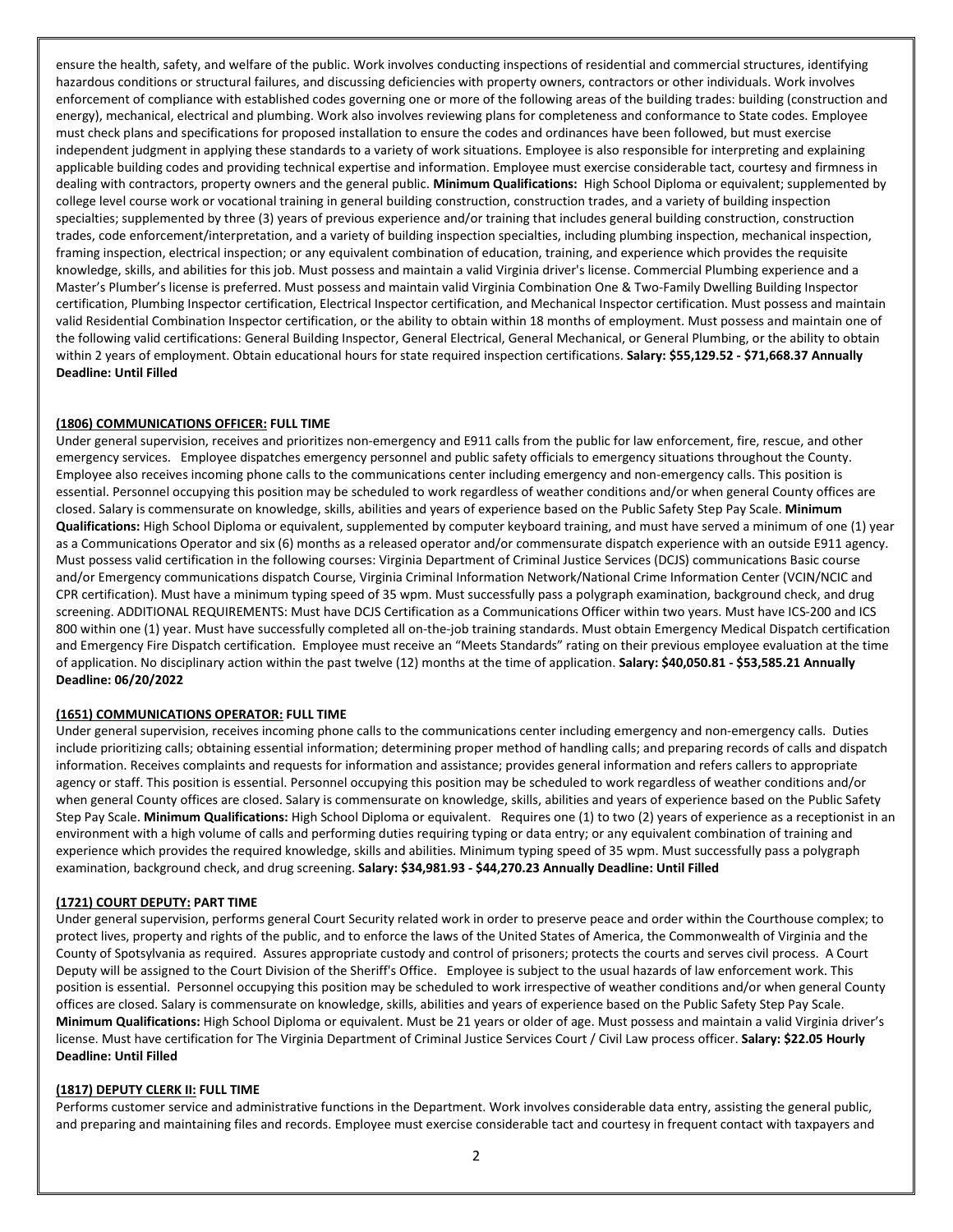ensure the health, safety, and welfare of the public. Work involves conducting inspections of residential and commercial structures, identifying hazardous conditions or structural failures, and discussing deficiencies with property owners, contractors or other individuals. Work involves enforcement of compliance with established codes governing one or more of the following areas of the building trades: building (construction and energy), mechanical, electrical and plumbing. Work also involves reviewing plans for completeness and conformance to State codes. Employee must check plans and specifications for proposed installation to ensure the codes and ordinances have been followed, but must exercise independent judgment in applying these standards to a variety of work situations. Employee is also responsible for interpreting and explaining applicable building codes and providing technical expertise and information. Employee must exercise considerable tact, courtesy and firmness in dealing with contractors, property owners and the general public. **Minimum Qualifications:** High School Diploma or equivalent; supplemented by college level course work or vocational training in general building construction, construction trades, and a variety of building inspection specialties; supplemented by three (3) years of previous experience and/or training that includes general building construction, construction trades, code enforcement/interpretation, and a variety of building inspection specialties, including plumbing inspection, mechanical inspection, framing inspection, electrical inspection; or any equivalent combination of education, training, and experience which provides the requisite knowledge, skills, and abilities for this job. Must possess and maintain a valid Virginia driver's license. Commercial Plumbing experience and a Master's Plumber's license is preferred. Must possess and maintain valid Virginia Combination One & Two-Family Dwelling Building Inspector certification, Plumbing Inspector certification, Electrical Inspector certification, and Mechanical Inspector certification. Must possess and maintain valid Residential Combination Inspector certification, or the ability to obtain within 18 months of employment. Must possess and maintain one of the following valid certifications: General Building Inspector, General Electrical, General Mechanical, or General Plumbing, or the ability to obtain within 2 years of employment. Obtain educational hours for state required inspection certifications. **Salary: $55,129.52 - $71,668.37 Annually Deadline: Until Filled**

**(1806) COMMUNICATIONS OFFICER: FULL TIME**

Under general supervision, receives and prioritizes non-emergency and E911 calls from the public for law enforcement, fire, rescue, and other emergency services. Employee dispatches emergency personnel and public safety officials to emergency situations throughout the County. Employee also receives incoming phone calls to the communications center including emergency and non-emergency calls. This position is essential. Personnel occupying this position may be scheduled to work regardless of weather conditions and/or when general County offices are closed. Salary is commensurate on knowledge, skills, abilities and years of experience based on the Public Safety Step Pay Scale. **Minimum Qualifications:** High School Diploma or equivalent, supplemented by computer keyboard training, and must have served a minimum of one (1) year as a Communications Operator and six (6) months as a released operator and/or commensurate dispatch experience with an outside E911 agency. Must possess valid certification in the following courses: Virginia Department of Criminal Justice Services (DCJS) communications Basic course and/or Emergency communications dispatch Course, Virginia Criminal Information Network/National Crime Information Center (VCIN/NCIC and CPR certification). Must have a minimum typing speed of 35 wpm. Must successfully pass a polygraph examination, background check, and drug screening. ADDITIONAL REQUIREMENTS: Must have DCJS Certification as a Communications Officer within two years. Must have ICS-200 and ICS 800 within one (1) year. Must have successfully completed all on-the-job training standards. Must obtain Emergency Medical Dispatch certification and Emergency Fire Dispatch certification. Employee must receive an "Meets Standards" rating on their previous employee evaluation at the time of application. No disciplinary action within the past twelve (12) months at the time of application. **Salary: $40,050.81 - $53,585.21 Annually Deadline: 06/20/2022**

**(1651) COMMUNICATIONS OPERATOR: FULL TIME**

Under general supervision, receives incoming phone calls to the communications center including emergency and non-emergency calls. Duties include prioritizing calls; obtaining essential information; determining proper method of handling calls; and preparing records of calls and dispatch information. Receives complaints and requests for information and assistance; provides general information and refers callers to appropriate agency or staff. This position is essential. Personnel occupying this position may be scheduled to work regardless of weather conditions and/or when general County offices are closed. Salary is commensurate on knowledge, skills, abilities and years of experience based on the Public Safety Step Pay Scale. **Minimum Qualifications:** High School Diploma or equivalent. Requires one (1) to two (2) years of experience as a receptionist in an environment with a high volume of calls and performing duties requiring typing or data entry; or any equivalent combination of training and experience which provides the required knowledge, skills and abilities. Minimum typing speed of 35 wpm. Must successfully pass a polygraph examination, background check, and drug screening. **Salary: $34,981.93 - $44,270.23 Annually Deadline: Until Filled**

**(1721) COURT DEPUTY: PART TIME**

Under general supervision, performs general Court Security related work in order to preserve peace and order within the Courthouse complex; to protect lives, property and rights of the public, and to enforce the laws of the United States of America, the Commonwealth of Virginia and the County of Spotsylvania as required. Assures appropriate custody and control of prisoners; protects the courts and serves civil process. A Court Deputy will be assigned to the Court Division of the Sheriff's Office. Employee is subject to the usual hazards of law enforcement work. This position is essential. Personnel occupying this position may be scheduled to work irrespective of weather conditions and/or when general County offices are closed. Salary is commensurate on knowledge, skills, abilities and years of experience based on the Public Safety Step Pay Scale. **Minimum Qualifications:** High School Diploma or equivalent. Must be 21 years or older of age. Must possess and maintain a valid Virginia driver's license. Must have certification for The Virginia Department of Criminal Justice Services Court / Civil Law process officer. **Salary: $22.05 Hourly Deadline: Until Filled**

**(1817) DEPUTY CLERK II: FULL TIME**

Performs customer service and administrative functions in the Department. Work involves considerable data entry, assisting the general public, and preparing and maintaining files and records. Employee must exercise considerable tact and courtesy in frequent contact with taxpayers and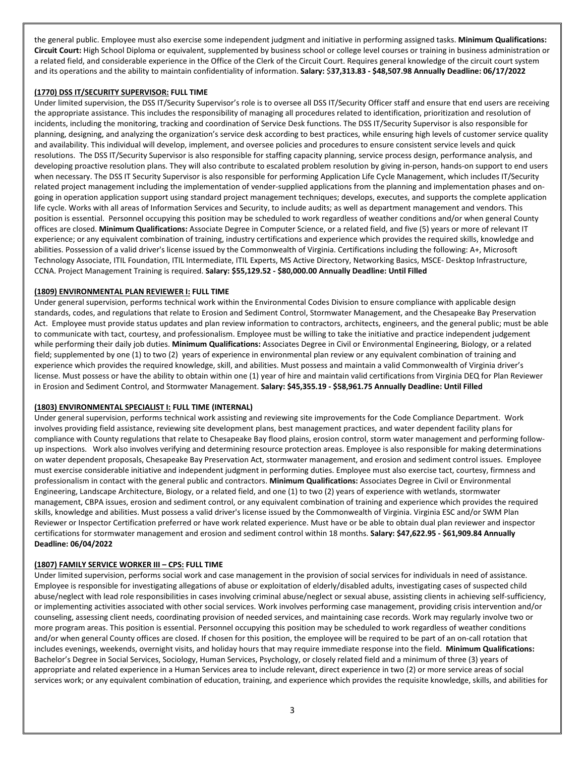the general public. Employee must also exercise some independent judgment and initiative in performing assigned tasks. **Minimum Qualifications: Circuit Court:** High School Diploma or equivalent, supplemented by business school or college level courses or training in business administration or a related field, and considerable experience in the Office of the Clerk of the Circuit Court. Requires general knowledge of the circuit court system and its operations and the ability to maintain confidentiality of information. **Salary:** $**37,313.83 - $48,507.98 Annually Deadline: 06/17/2022**

**(1770) DSS IT/SECURITY SUPERVISOR: FULL TIME**

Under limited supervision, the DSS IT/Security Supervisor's role is to oversee all DSS IT/Security Officer staff and ensure that end users are receiving the appropriate assistance. This includes the responsibility of managing all procedures related to identification, prioritization and resolution of incidents, including the monitoring, tracking and coordination of Service Desk functions. The DSS IT/Security Supervisor is also responsible for planning, designing, and analyzing the organization's service desk according to best practices, while ensuring high levels of customer service quality and availability. This individual will develop, implement, and oversee policies and procedures to ensure consistent service levels and quick resolutions. The DSS IT/Security Supervisor is also responsible for staffing capacity planning, service process design, performance analysis, and developing proactive resolution plans. They will also contribute to escalated problem resolution by giving in-person, hands-on support to end users when necessary. The DSS IT Security Supervisor is also responsible for performing Application Life Cycle Management, which includes IT/Security related project management including the implementation of vender-supplied applications from the planning and implementation phases and on-going in operation application support using standard project management techniques; develops, executes, and supports the complete application life cycle. Works with all areas of Information Services and Security, to include audits; as well as department management and vendors. This position is essential. Personnel occupying this position may be scheduled to work regardless of weather conditions and/or when general County offices are closed. **Minimum Qualifications:** Associate Degree in Computer Science, or a related field, and five (5) years or more of relevant IT experience; or any equivalent combination of training, industry certifications and experience which provides the required skills, knowledge and abilities. Possession of a valid driver's license issued by the Commonwealth of Virginia. Certifications including the following: A+, Microsoft Technology Associate, ITIL Foundation, ITIL Intermediate, ITIL Experts, MS Active Directory, Networking Basics, MSCE- Desktop Infrastructure, CCNA. Project Management Training is required. **Salary: $55,129.52 - $80,000.00 Annually Deadline: Until Filled**

**(1809) ENVIRONMENTAL PLAN REVIEWER I: FULL TIME**

Under general supervision, performs technical work within the Environmental Codes Division to ensure compliance with applicable design standards, codes, and regulations that relate to Erosion and Sediment Control, Stormwater Management, and the Chesapeake Bay Preservation Act. Employee must provide status updates and plan review information to contractors, architects, engineers, and the general public; must be able to communicate with tact, courtesy, and professionalism. Employee must be willing to take the initiative and practice independent judgement while performing their daily job duties. **Minimum Qualifications:** Associates Degree in Civil or Environmental Engineering, Biology, or a related field; supplemented by one (1) to two (2) years of experience in environmental plan review or any equivalent combination of training and experience which provides the required knowledge, skill, and abilities. Must possess and maintain a valid Commonwealth of Virginia driver's license. Must possess or have the ability to obtain within one (1) year of hire and maintain valid certifications from Virginia DEQ for Plan Reviewer in Erosion and Sediment Control, and Stormwater Management. **Salary: $45,355.19 - $58,961.75 Annually Deadline: Until Filled**

**(1803) ENVIRONMENTAL SPECIALIST I: FULL TIME (INTERNAL)**

Under general supervision, performs technical work assisting and reviewing site improvements for the Code Compliance Department. Work involves providing field assistance, reviewing site development plans, best management practices, and water dependent facility plans for compliance with County regulations that relate to Chesapeake Bay flood plains, erosion control, storm water management and performing follow-up inspections. Work also involves verifying and determining resource protection areas. Employee is also responsible for making determinations on water dependent proposals, Chesapeake Bay Preservation Act, stormwater management, and erosion and sediment control issues. Employee must exercise considerable initiative and independent judgment in performing duties. Employee must also exercise tact, courtesy, firmness and professionalism in contact with the general public and contractors. **Minimum Qualifications:** Associates Degree in Civil or Environmental Engineering, Landscape Architecture, Biology, or a related field, and one (1) to two (2) years of experience with wetlands, stormwater management, CBPA issues, erosion and sediment control, or any equivalent combination of training and experience which provides the required skills, knowledge and abilities. Must possess a valid driver's license issued by the Commonwealth of Virginia. Virginia ESC and/or SWM Plan Reviewer or Inspector Certification preferred or have work related experience. Must have or be able to obtain dual plan reviewer and inspector certifications for stormwater management and erosion and sediment control within 18 months. **Salary: $47,622.95 - $61,909.84 Annually Deadline: 06/04/2022**

**(1807) FAMILY SERVICE WORKER III – CPS: FULL TIME**

Under limited supervision, performs social work and case management in the provision of social services for individuals in need of assistance. Employee is responsible for investigating allegations of abuse or exploitation of elderly/disabled adults, investigating cases of suspected child abuse/neglect with lead role responsibilities in cases involving criminal abuse/neglect or sexual abuse, assisting clients in achieving self-sufficiency, or implementing activities associated with other social services. Work involves performing case management, providing crisis intervention and/or counseling, assessing client needs, coordinating provision of needed services, and maintaining case records. Work may regularly involve two or more program areas. This position is essential. Personnel occupying this position may be scheduled to work regardless of weather conditions and/or when general County offices are closed. If chosen for this position, the employee will be required to be part of an on-call rotation that includes evenings, weekends, overnight visits, and holiday hours that may require immediate response into the field. **Minimum Qualifications:** Bachelor's Degree in Social Services, Sociology, Human Services, Psychology, or closely related field and a minimum of three (3) years of appropriate and related experience in a Human Services area to include relevant, direct experience in two (2) or more service areas of social services work; or any equivalent combination of education, training, and experience which provides the requisite knowledge, skills, and abilities for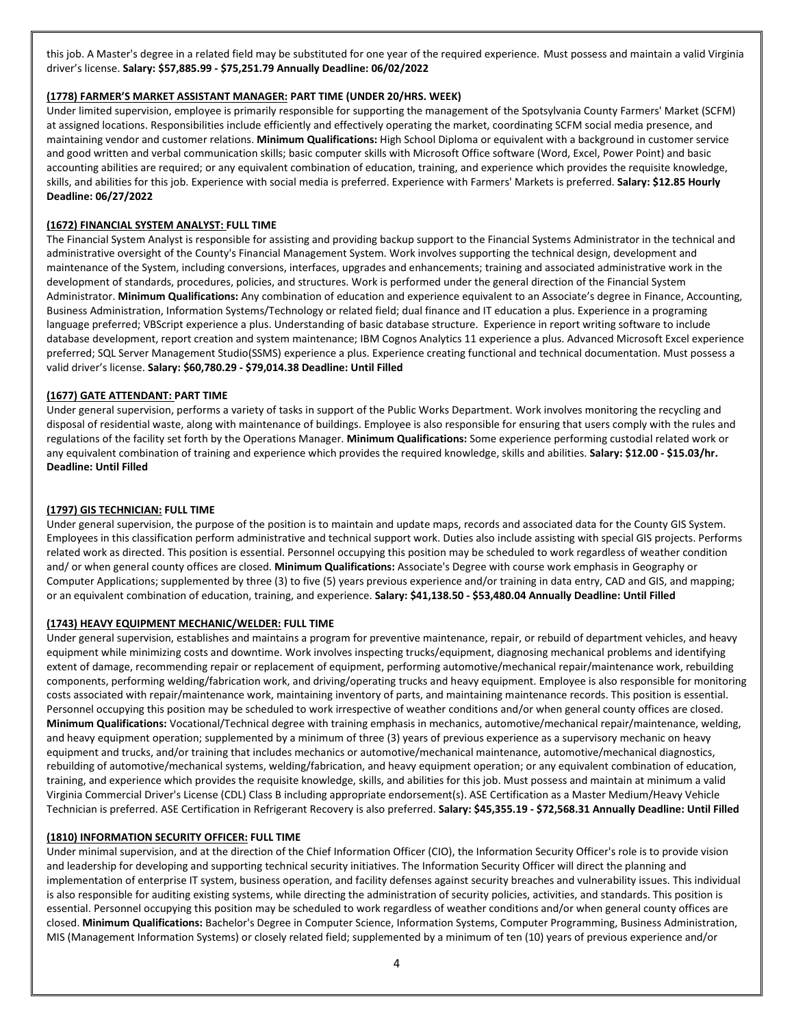this job. A Master's degree in a related field may be substituted for one year of the required experience. Must possess and maintain a valid Virginia driver's license. **Salary: $57,885.99 - $75,251.79 Annually Deadline: 06/02/2022**

**(1778) FARMER'S MARKET ASSISTANT MANAGER: PART TIME (UNDER 20/HRS. WEEK)**

Under limited supervision, employee is primarily responsible for supporting the management of the Spotsylvania County Farmers' Market (SCFM) at assigned locations. Responsibilities include efficiently and effectively operating the market, coordinating SCFM social media presence, and maintaining vendor and customer relations. **Minimum Qualifications:** High School Diploma or equivalent with a background in customer service and good written and verbal communication skills; basic computer skills with Microsoft Office software (Word, Excel, Power Point) and basic accounting abilities are required; or any equivalent combination of education, training, and experience which provides the requisite knowledge, skills, and abilities for this job. Experience with social media is preferred. Experience with Farmers' Markets is preferred. **Salary: $12.85 Hourly Deadline: 06/27/2022**

**(1672) FINANCIAL SYSTEM ANALYST: FULL TIME**

The Financial System Analyst is responsible for assisting and providing backup support to the Financial Systems Administrator in the technical and administrative oversight of the County's Financial Management System. Work involves supporting the technical design, development and maintenance of the System, including conversions, interfaces, upgrades and enhancements; training and associated administrative work in the development of standards, procedures, policies, and structures. Work is performed under the general direction of the Financial System Administrator. **Minimum Qualifications:** Any combination of education and experience equivalent to an Associate's degree in Finance, Accounting, Business Administration, Information Systems/Technology or related field; dual finance and IT education a plus. Experience in a programing language preferred; VBScript experience a plus. Understanding of basic database structure. Experience in report writing software to include database development, report creation and system maintenance; IBM Cognos Analytics 11 experience a plus. Advanced Microsoft Excel experience preferred; SQL Server Management Studio(SSMS) experience a plus. Experience creating functional and technical documentation. Must possess a valid driver's license. **Salary: $60,780.29 - $79,014.38 Deadline: Until Filled**

**(1677) GATE ATTENDANT: PART TIME**

Under general supervision, performs a variety of tasks in support of the Public Works Department. Work involves monitoring the recycling and disposal of residential waste, along with maintenance of buildings. Employee is also responsible for ensuring that users comply with the rules and regulations of the facility set forth by the Operations Manager. **Minimum Qualifications:** Some experience performing custodial related work or any equivalent combination of training and experience which provides the required knowledge, skills and abilities. **Salary: $12.00 - $15.03/hr. Deadline: Until Filled**

**(1797) GIS TECHNICIAN: FULL TIME**

Under general supervision, the purpose of the position is to maintain and update maps, records and associated data for the County GIS System. Employees in this classification perform administrative and technical support work. Duties also include assisting with special GIS projects. Performs related work as directed. This position is essential. Personnel occupying this position may be scheduled to work regardless of weather condition and/ or when general county offices are closed. **Minimum Qualifications:** Associate's Degree with course work emphasis in Geography or Computer Applications; supplemented by three (3) to five (5) years previous experience and/or training in data entry, CAD and GIS, and mapping; or an equivalent combination of education, training, and experience. **Salary: $41,138.50 - $53,480.04 Annually Deadline: Until Filled**

**(1743) HEAVY EQUIPMENT MECHANIC/WELDER: FULL TIME**

Under general supervision, establishes and maintains a program for preventive maintenance, repair, or rebuild of department vehicles, and heavy equipment while minimizing costs and downtime. Work involves inspecting trucks/equipment, diagnosing mechanical problems and identifying extent of damage, recommending repair or replacement of equipment, performing automotive/mechanical repair/maintenance work, rebuilding components, performing welding/fabrication work, and driving/operating trucks and heavy equipment. Employee is also responsible for monitoring costs associated with repair/maintenance work, maintaining inventory of parts, and maintaining maintenance records. This position is essential. Personnel occupying this position may be scheduled to work irrespective of weather conditions and/or when general county offices are closed. **Minimum Qualifications:** Vocational/Technical degree with training emphasis in mechanics, automotive/mechanical repair/maintenance, welding, and heavy equipment operation; supplemented by a minimum of three (3) years of previous experience as a supervisory mechanic on heavy equipment and trucks, and/or training that includes mechanics or automotive/mechanical maintenance, automotive/mechanical diagnostics, rebuilding of automotive/mechanical systems, welding/fabrication, and heavy equipment operation; or any equivalent combination of education, training, and experience which provides the requisite knowledge, skills, and abilities for this job. Must possess and maintain at minimum a valid Virginia Commercial Driver's License (CDL) Class B including appropriate endorsement(s). ASE Certification as a Master Medium/Heavy Vehicle Technician is preferred. ASE Certification in Refrigerant Recovery is also preferred. **Salary: $45,355.19 - $72,568.31 Annually Deadline: Until Filled**

**(1810) INFORMATION SECURITY OFFICER: FULL TIME**

Under minimal supervision, and at the direction of the Chief Information Officer (CIO), the Information Security Officer's role is to provide vision and leadership for developing and supporting technical security initiatives. The Information Security Officer will direct the planning and implementation of enterprise IT system, business operation, and facility defenses against security breaches and vulnerability issues. This individual is also responsible for auditing existing systems, while directing the administration of security policies, activities, and standards. This position is essential. Personnel occupying this position may be scheduled to work regardless of weather conditions and/or when general county offices are closed. **Minimum Qualifications:** Bachelor's Degree in Computer Science, Information Systems, Computer Programming, Business Administration, MIS (Management Information Systems) or closely related field; supplemented by a minimum of ten (10) years of previous experience and/or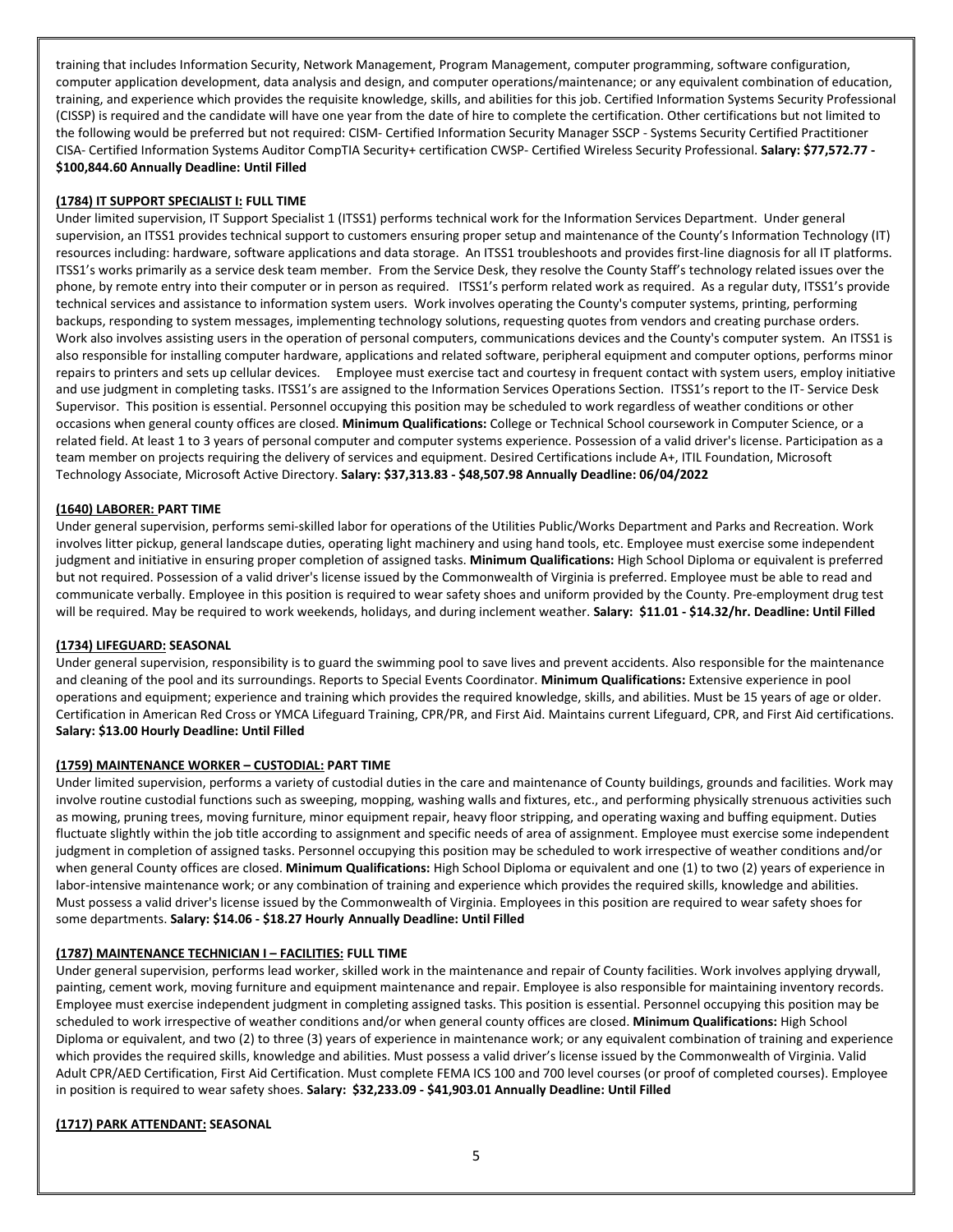training that includes Information Security, Network Management, Program Management, computer programming, software configuration, computer application development, data analysis and design, and computer operations/maintenance; or any equivalent combination of education, training, and experience which provides the requisite knowledge, skills, and abilities for this job. Certified Information Systems Security Professional (CISSP) is required and the candidate will have one year from the date of hire to complete the certification. Other certifications but not limited to the following would be preferred but not required: CISM- Certified Information Security Manager SSCP - Systems Security Certified Practitioner CISA- Certified Information Systems Auditor CompTIA Security+ certification CWSP- Certified Wireless Security Professional. **Salary: $77,572.77 - $100,844.60 Annually Deadline: Until Filled**

**(1784) IT SUPPORT SPECIALIST I: FULL TIME**

Under limited supervision, IT Support Specialist 1 (ITSS1) performs technical work for the Information Services Department. Under general supervision, an ITSS1 provides technical support to customers ensuring proper setup and maintenance of the County's Information Technology (IT) resources including: hardware, software applications and data storage. An ITSS1 troubleshoots and provides first-line diagnosis for all IT platforms. ITSS1's works primarily as a service desk team member. From the Service Desk, they resolve the County Staff's technology related issues over the phone, by remote entry into their computer or in person as required. ITSS1's perform related work as required. As a regular duty, ITSS1's provide technical services and assistance to information system users. Work involves operating the County's computer systems, printing, performing backups, responding to system messages, implementing technology solutions, requesting quotes from vendors and creating purchase orders. Work also involves assisting users in the operation of personal computers, communications devices and the County's computer system. An ITSS1 is also responsible for installing computer hardware, applications and related software, peripheral equipment and computer options, performs minor repairs to printers and sets up cellular devices. Employee must exercise tact and courtesy in frequent contact with system users, employ initiative and use judgment in completing tasks. ITSS1's are assigned to the Information Services Operations Section. ITSS1's report to the IT- Service Desk Supervisor. This position is essential. Personnel occupying this position may be scheduled to work regardless of weather conditions or other occasions when general county offices are closed. **Minimum Qualifications:** College or Technical School coursework in Computer Science, or a related field. At least 1 to 3 years of personal computer and computer systems experience. Possession of a valid driver's license. Participation as a team member on projects requiring the delivery of services and equipment. Desired Certifications include A+, ITIL Foundation, Microsoft Technology Associate, Microsoft Active Directory. **Salary: $37,313.83 - $48,507.98 Annually Deadline: 06/04/2022**

**(1640) LABORER: PART TIME**

Under general supervision, performs semi-skilled labor for operations of the Utilities Public/Works Department and Parks and Recreation. Work involves litter pickup, general landscape duties, operating light machinery and using hand tools, etc. Employee must exercise some independent judgment and initiative in ensuring proper completion of assigned tasks. **Minimum Qualifications:** High School Diploma or equivalent is preferred but not required. Possession of a valid driver's license issued by the Commonwealth of Virginia is preferred. Employee must be able to read and communicate verbally. Employee in this position is required to wear safety shoes and uniform provided by the County. Pre-employment drug test will be required. May be required to work weekends, holidays, and during inclement weather. **Salary: $11.01 - $14.32/hr. Deadline: Until Filled**

**(1734) LIFEGUARD: SEASONAL**

Under general supervision, responsibility is to guard the swimming pool to save lives and prevent accidents. Also responsible for the maintenance and cleaning of the pool and its surroundings. Reports to Special Events Coordinator. **Minimum Qualifications:** Extensive experience in pool operations and equipment; experience and training which provides the required knowledge, skills, and abilities. Must be 15 years of age or older. Certification in American Red Cross or YMCA Lifeguard Training, CPR/PR, and First Aid. Maintains current Lifeguard, CPR, and First Aid certifications. **Salary: $13.00 Hourly Deadline: Until Filled**

**(1759) MAINTENANCE WORKER – CUSTODIAL: PART TIME**

Under limited supervision, performs a variety of custodial duties in the care and maintenance of County buildings, grounds and facilities. Work may involve routine custodial functions such as sweeping, mopping, washing walls and fixtures, etc., and performing physically strenuous activities such as mowing, pruning trees, moving furniture, minor equipment repair, heavy floor stripping, and operating waxing and buffing equipment. Duties fluctuate slightly within the job title according to assignment and specific needs of area of assignment. Employee must exercise some independent judgment in completion of assigned tasks. Personnel occupying this position may be scheduled to work irrespective of weather conditions and/or when general County offices are closed. **Minimum Qualifications:** High School Diploma or equivalent and one (1) to two (2) years of experience in labor-intensive maintenance work; or any combination of training and experience which provides the required skills, knowledge and abilities. Must possess a valid driver's license issued by the Commonwealth of Virginia. Employees in this position are required to wear safety shoes for some departments. **Salary: $14.06 - $18.27 Hourly Annually Deadline: Until Filled**

**(1787) MAINTENANCE TECHNICIAN I – FACILITIES: FULL TIME**

Under general supervision, performs lead worker, skilled work in the maintenance and repair of County facilities. Work involves applying drywall, painting, cement work, moving furniture and equipment maintenance and repair. Employee is also responsible for maintaining inventory records. Employee must exercise independent judgment in completing assigned tasks. This position is essential. Personnel occupying this position may be scheduled to work irrespective of weather conditions and/or when general county offices are closed. **Minimum Qualifications:** High School Diploma or equivalent, and two (2) to three (3) years of experience in maintenance work; or any equivalent combination of training and experience which provides the required skills, knowledge and abilities. Must possess a valid driver's license issued by the Commonwealth of Virginia. Valid Adult CPR/AED Certification, First Aid Certification. Must complete FEMA ICS 100 and 700 level courses (or proof of completed courses). Employee in position is required to wear safety shoes. **Salary: $32,233.09 - $41,903.01 Annually Deadline: Until Filled**

**(1717) PARK ATTENDANT: SEASONAL**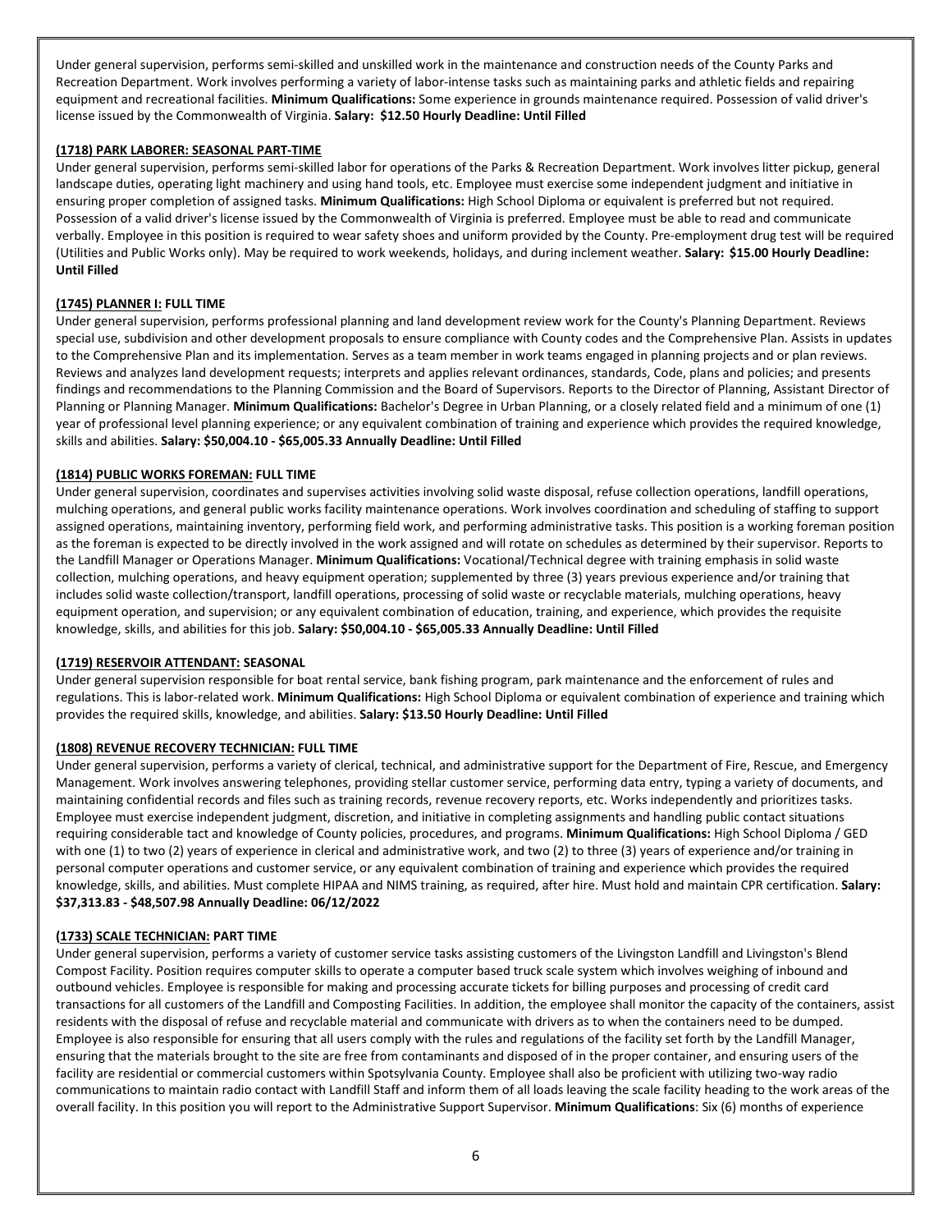Under general supervision, performs semi-skilled and unskilled work in the maintenance and construction needs of the County Parks and Recreation Department. Work involves performing a variety of labor-intense tasks such as maintaining parks and athletic fields and repairing equipment and recreational facilities. **Minimum Qualifications:** Some experience in grounds maintenance required. Possession of valid driver's license issued by the Commonwealth of Virginia. **Salary: $12.50 Hourly Deadline: Until Filled**

**(1718) PARK LABORER: SEASONAL PART-TIME**

Under general supervision, performs semi-skilled labor for operations of the Parks & Recreation Department. Work involves litter pickup, general landscape duties, operating light machinery and using hand tools, etc. Employee must exercise some independent judgment and initiative in ensuring proper completion of assigned tasks. **Minimum Qualifications:** High School Diploma or equivalent is preferred but not required. Possession of a valid driver's license issued by the Commonwealth of Virginia is preferred. Employee must be able to read and communicate verbally. Employee in this position is required to wear safety shoes and uniform provided by the County. Pre-employment drug test will be required (Utilities and Public Works only). May be required to work weekends, holidays, and during inclement weather. **Salary: $15.00 Hourly Deadline: Until Filled**

**(1745) PLANNER I: FULL TIME**

Under general supervision, performs professional planning and land development review work for the County's Planning Department. Reviews special use, subdivision and other development proposals to ensure compliance with County codes and the Comprehensive Plan. Assists in updates to the Comprehensive Plan and its implementation. Serves as a team member in work teams engaged in planning projects and or plan reviews. Reviews and analyzes land development requests; interprets and applies relevant ordinances, standards, Code, plans and policies; and presents findings and recommendations to the Planning Commission and the Board of Supervisors. Reports to the Director of Planning, Assistant Director of Planning or Planning Manager. **Minimum Qualifications:** Bachelor's Degree in Urban Planning, or a closely related field and a minimum of one (1) year of professional level planning experience; or any equivalent combination of training and experience which provides the required knowledge, skills and abilities. **Salary: $50,004.10 - $65,005.33 Annually Deadline: Until Filled**

**(1814) PUBLIC WORKS FOREMAN: FULL TIME**

Under general supervision, coordinates and supervises activities involving solid waste disposal, refuse collection operations, landfill operations, mulching operations, and general public works facility maintenance operations. Work involves coordination and scheduling of staffing to support assigned operations, maintaining inventory, performing field work, and performing administrative tasks. This position is a working foreman position as the foreman is expected to be directly involved in the work assigned and will rotate on schedules as determined by their supervisor. Reports to the Landfill Manager or Operations Manager. **Minimum Qualifications:** Vocational/Technical degree with training emphasis in solid waste collection, mulching operations, and heavy equipment operation; supplemented by three (3) years previous experience and/or training that includes solid waste collection/transport, landfill operations, processing of solid waste or recyclable materials, mulching operations, heavy equipment operation, and supervision; or any equivalent combination of education, training, and experience, which provides the requisite knowledge, skills, and abilities for this job. **Salary: $50,004.10 - $65,005.33 Annually Deadline: Until Filled**

**(1719) RESERVOIR ATTENDANT: SEASONAL**

Under general supervision responsible for boat rental service, bank fishing program, park maintenance and the enforcement of rules and regulations. This is labor-related work. **Minimum Qualifications:** High School Diploma or equivalent combination of experience and training which provides the required skills, knowledge, and abilities. **Salary: $13.50 Hourly Deadline: Until Filled**

**(1808) REVENUE RECOVERY TECHNICIAN: FULL TIME**

Under general supervision, performs a variety of clerical, technical, and administrative support for the Department of Fire, Rescue, and Emergency Management. Work involves answering telephones, providing stellar customer service, performing data entry, typing a variety of documents, and maintaining confidential records and files such as training records, revenue recovery reports, etc. Works independently and prioritizes tasks. Employee must exercise independent judgment, discretion, and initiative in completing assignments and handling public contact situations requiring considerable tact and knowledge of County policies, procedures, and programs. **Minimum Qualifications:** High School Diploma / GED with one (1) to two (2) years of experience in clerical and administrative work, and two (2) to three (3) years of experience and/or training in personal computer operations and customer service, or any equivalent combination of training and experience which provides the required knowledge, skills, and abilities. Must complete HIPAA and NIMS training, as required, after hire. Must hold and maintain CPR certification. **Salary: $37,313.83 - $48,507.98 Annually Deadline: 06/12/2022**

**(1733) SCALE TECHNICIAN: PART TIME**

Under general supervision, performs a variety of customer service tasks assisting customers of the Livingston Landfill and Livingston's Blend Compost Facility. Position requires computer skills to operate a computer based truck scale system which involves weighing of inbound and outbound vehicles. Employee is responsible for making and processing accurate tickets for billing purposes and processing of credit card transactions for all customers of the Landfill and Composting Facilities. In addition, the employee shall monitor the capacity of the containers, assist residents with the disposal of refuse and recyclable material and communicate with drivers as to when the containers need to be dumped. Employee is also responsible for ensuring that all users comply with the rules and regulations of the facility set forth by the Landfill Manager, ensuring that the materials brought to the site are free from contaminants and disposed of in the proper container, and ensuring users of the facility are residential or commercial customers within Spotsylvania County. Employee shall also be proficient with utilizing two-way radio communications to maintain radio contact with Landfill Staff and inform them of all loads leaving the scale facility heading to the work areas of the overall facility. In this position you will report to the Administrative Support Supervisor. **Minimum Qualifications**: Six (6) months of experience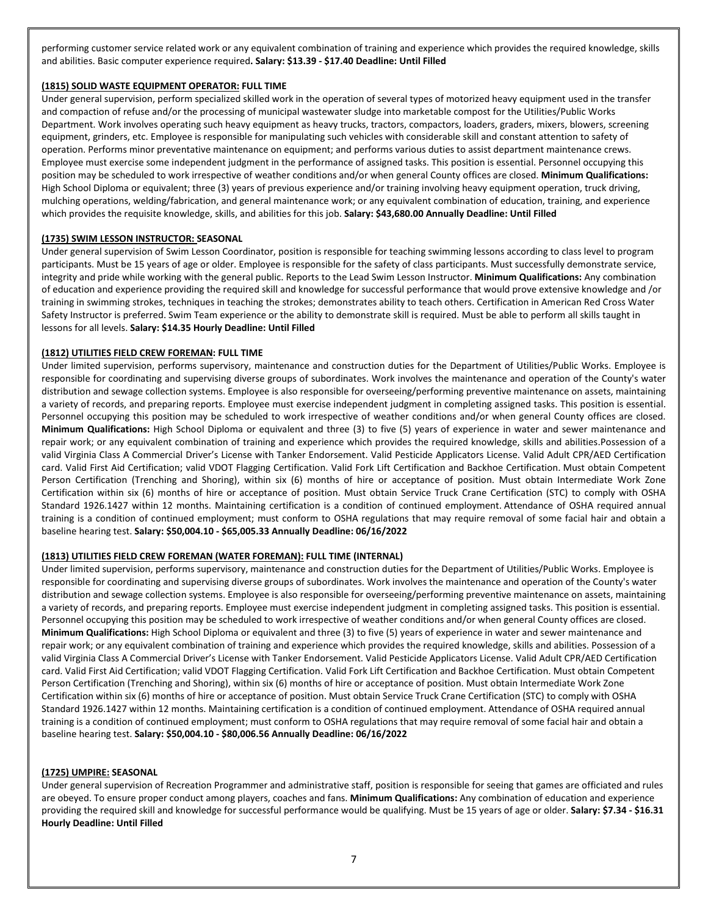performing customer service related work or any equivalent combination of training and experience which provides the required knowledge, skills and abilities. Basic computer experience required**. Salary: $13.39 - $17.40 Deadline: Until Filled**

**(1815) SOLID WASTE EQUIPMENT OPERATOR: FULL TIME**

Under general supervision, perform specialized skilled work in the operation of several types of motorized heavy equipment used in the transfer and compaction of refuse and/or the processing of municipal wastewater sludge into marketable compost for the Utilities/Public Works Department. Work involves operating such heavy equipment as heavy trucks, tractors, compactors, loaders, graders, mixers, blowers, screening equipment, grinders, etc. Employee is responsible for manipulating such vehicles with considerable skill and constant attention to safety of operation. Performs minor preventative maintenance on equipment; and performs various duties to assist department maintenance crews. Employee must exercise some independent judgment in the performance of assigned tasks. This position is essential. Personnel occupying this position may be scheduled to work irrespective of weather conditions and/or when general County offices are closed. **Minimum Qualifications:** High School Diploma or equivalent; three (3) years of previous experience and/or training involving heavy equipment operation, truck driving, mulching operations, welding/fabrication, and general maintenance work; or any equivalent combination of education, training, and experience which provides the requisite knowledge, skills, and abilities for this job. **Salary: $43,680.00 Annually Deadline: Until Filled**

**(1735) SWIM LESSON INSTRUCTOR: SEASONAL**

Under general supervision of Swim Lesson Coordinator, position is responsible for teaching swimming lessons according to class level to program participants. Must be 15 years of age or older. Employee is responsible for the safety of class participants. Must successfully demonstrate service, integrity and pride while working with the general public. Reports to the Lead Swim Lesson Instructor. **Minimum Qualifications:** Any combination of education and experience providing the required skill and knowledge for successful performance that would prove extensive knowledge and /or training in swimming strokes, techniques in teaching the strokes; demonstrates ability to teach others. Certification in American Red Cross Water Safety Instructor is preferred. Swim Team experience or the ability to demonstrate skill is required. Must be able to perform all skills taught in lessons for all levels. **Salary: $14.35 Hourly Deadline: Until Filled**

**(1812) UTILITIES FIELD CREW FOREMAN: FULL TIME**

Under limited supervision, performs supervisory, maintenance and construction duties for the Department of Utilities/Public Works. Employee is responsible for coordinating and supervising diverse groups of subordinates. Work involves the maintenance and operation of the County's water distribution and sewage collection systems. Employee is also responsible for overseeing/performing preventive maintenance on assets, maintaining a variety of records, and preparing reports. Employee must exercise independent judgment in completing assigned tasks. This position is essential. Personnel occupying this position may be scheduled to work irrespective of weather conditions and/or when general County offices are closed. **Minimum Qualifications:** High School Diploma or equivalent and three (3) to five (5) years of experience in water and sewer maintenance and repair work; or any equivalent combination of training and experience which provides the required knowledge, skills and abilities.Possession of a valid Virginia Class A Commercial Driver's License with Tanker Endorsement. Valid Pesticide Applicators License. Valid Adult CPR/AED Certification card. Valid First Aid Certification; valid VDOT Flagging Certification. Valid Fork Lift Certification and Backhoe Certification. Must obtain Competent Person Certification (Trenching and Shoring), within six (6) months of hire or acceptance of position. Must obtain Intermediate Work Zone Certification within six (6) months of hire or acceptance of position. Must obtain Service Truck Crane Certification (STC) to comply with OSHA Standard 1926.1427 within 12 months. Maintaining certification is a condition of continued employment. Attendance of OSHA required annual training is a condition of continued employment; must conform to OSHA regulations that may require removal of some facial hair and obtain a baseline hearing test. **Salary: $50,004.10 - $65,005.33 Annually Deadline: 06/16/2022**

**(1813) UTILITIES FIELD CREW FOREMAN (WATER FOREMAN): FULL TIME (INTERNAL)**

Under limited supervision, performs supervisory, maintenance and construction duties for the Department of Utilities/Public Works. Employee is responsible for coordinating and supervising diverse groups of subordinates. Work involves the maintenance and operation of the County's water distribution and sewage collection systems. Employee is also responsible for overseeing/performing preventive maintenance on assets, maintaining a variety of records, and preparing reports. Employee must exercise independent judgment in completing assigned tasks. This position is essential. Personnel occupying this position may be scheduled to work irrespective of weather conditions and/or when general County offices are closed. **Minimum Qualifications:** High School Diploma or equivalent and three (3) to five (5) years of experience in water and sewer maintenance and repair work; or any equivalent combination of training and experience which provides the required knowledge, skills and abilities. Possession of a valid Virginia Class A Commercial Driver's License with Tanker Endorsement. Valid Pesticide Applicators License. Valid Adult CPR/AED Certification card. Valid First Aid Certification; valid VDOT Flagging Certification. Valid Fork Lift Certification and Backhoe Certification. Must obtain Competent Person Certification (Trenching and Shoring), within six (6) months of hire or acceptance of position. Must obtain Intermediate Work Zone Certification within six (6) months of hire or acceptance of position. Must obtain Service Truck Crane Certification (STC) to comply with OSHA Standard 1926.1427 within 12 months. Maintaining certification is a condition of continued employment. Attendance of OSHA required annual training is a condition of continued employment; must conform to OSHA regulations that may require removal of some facial hair and obtain a baseline hearing test. **Salary: $50,004.10 - $80,006.56 Annually Deadline: 06/16/2022**

**(1725) UMPIRE: SEASONAL**

Under general supervision of Recreation Programmer and administrative staff, position is responsible for seeing that games are officiated and rules are obeyed. To ensure proper conduct among players, coaches and fans. **Minimum Qualifications:** Any combination of education and experience providing the required skill and knowledge for successful performance would be qualifying. Must be 15 years of age or older. **Salary: $7.34 - $16.31 Hourly Deadline: Until Filled**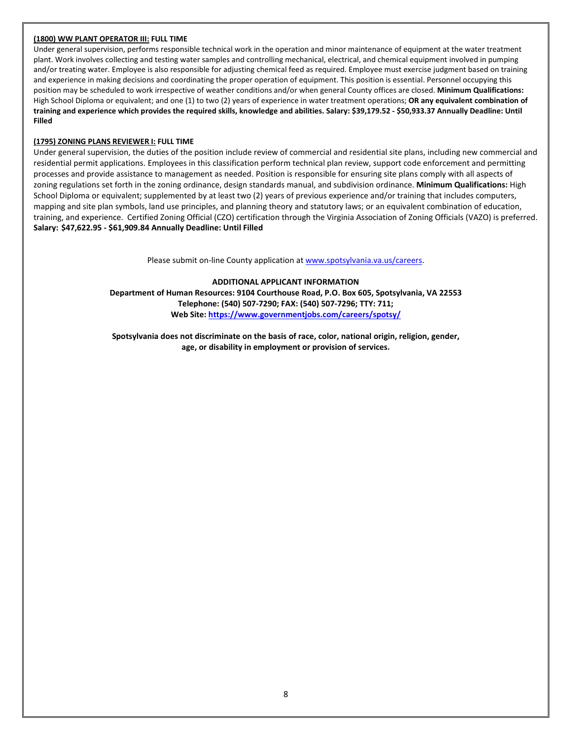**<u>(1800) WW PLANT OPERATOR III:</u> FULL TIME**

Under general supervision, performs responsible technical work in the operation and minor maintenance of equipment at the water treatment plant. Work involves collecting and testing water samples and controlling mechanical, electrical, and chemical equipment involved in pumping and/or treating water. Employee is also responsible for adjusting chemical feed as required. Employee must exercise judgment based on training and experience in making decisions and coordinating the proper operation of equipment. This position is essential. Personnel occupying this position may be scheduled to work irrespective of weather conditions and/or when general County offices are closed. **Minimum Qualifications:** High School Diploma or equivalent; and one (1) to two (2) years of experience in water treatment operations; **OR any equivalent combination of training and experience which provides the required skills, knowledge and abilities. Salary: $39,179.52 - $50,933.37 Annually Deadline: Until Filled**

**<u>(1795) ZONING PLANS REVIEWER I:</u> FULL TIME**

Under general supervision, the duties of the position include review of commercial and residential site plans, including new commercial and residential permit applications. Employees in this classification perform technical plan review, support code enforcement and permitting processes and provide assistance to management as needed. Position is responsible for ensuring site plans comply with all aspects of zoning regulations set forth in the zoning ordinance, design standards manual, and subdivision ordinance. **Minimum Qualifications:** High School Diploma or equivalent; supplemented by at least two (2) years of previous experience and/or training that includes computers, mapping and site plan symbols, land use principles, and planning theory and statutory laws; or an equivalent combination of education, training, and experience. Certified Zoning Official (CZO) certification through the Virginia Association of Zoning Officials (VAZO) is preferred. **Salary: $47,622.95 - $61,909.84 Annually Deadline: Until Filled**

Please submit on-line County application at www.spotsylvania.va.us/careers.

**ADDITIONAL APPLICANT INFORMATION**

**Department of Human Resources: 9104 Courthouse Road, P.O. Box 605, Spotsylvania, VA 22553**

**Telephone: (540) 507-7290; FAX: (540) 507-7296; TTY: 711;**

**Web Site: https://www.governmentjobs.com/careers/spotsy/**

**Spotsylvania does not discriminate on the basis of race, color, national origin, religion, gender, age, or disability in employment or provision of services.**